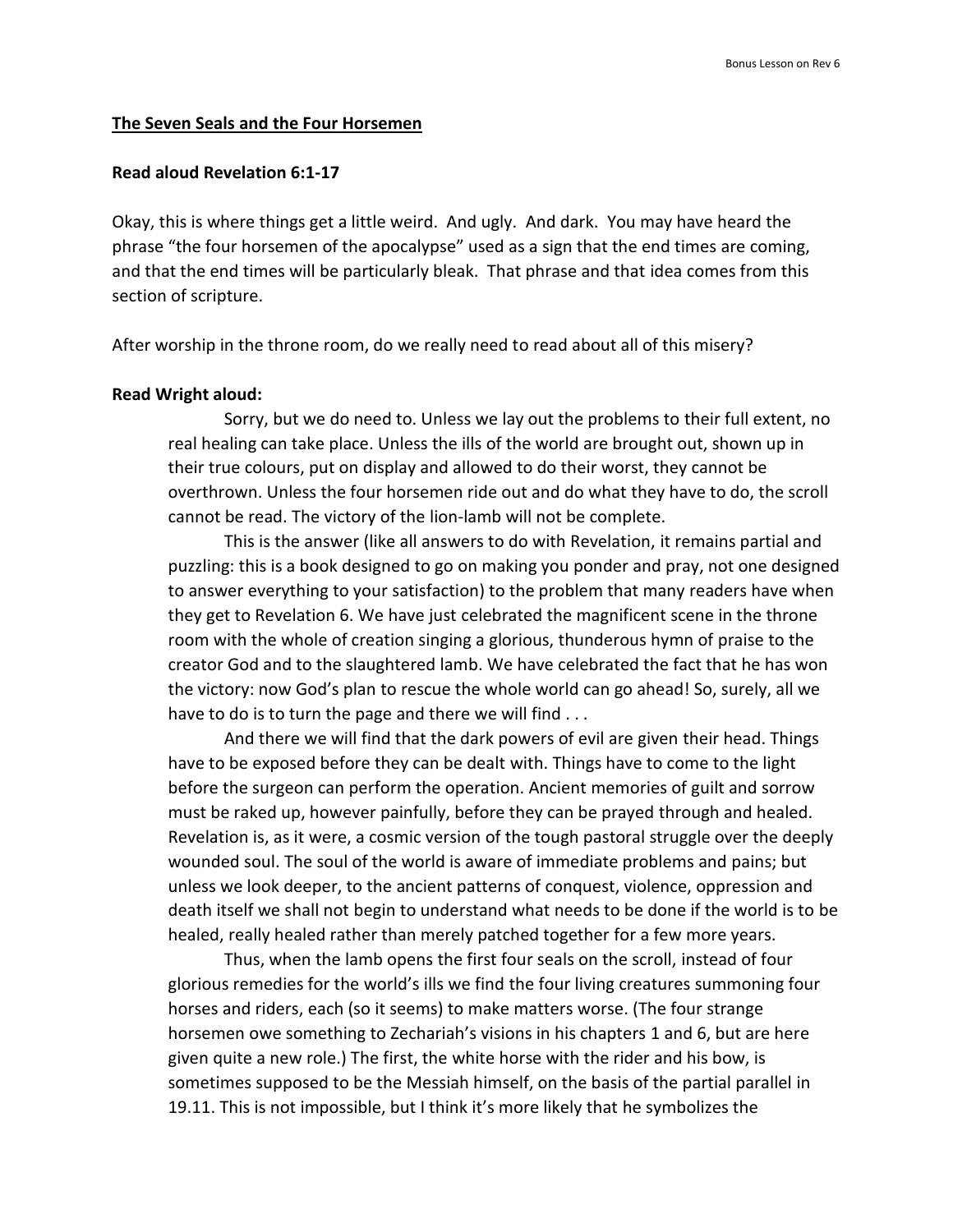**The Seven Seals and the Four Horsemen**

**Read aloud Revelation 6:1-17**

Okay, this is where things get a little weird. And ugly. And dark. You may have heard the phrase "the four horsemen of the apocalypse" used as a sign that the end times are coming, and that the end times will be particularly bleak. That phrase and that idea comes from this section of scripture.

After worship in the throne room, do we really need to read about all of this misery?

**Read Wright aloud:**

> Sorry, but we do need to. Unless we lay out the problems to their full extent, no real healing can take place. Unless the ills of the world are brought out, shown up in their true colours, put on display and allowed to do their worst, they cannot be overthrown. Unless the four horsemen ride out and do what they have to do, the scroll cannot be read. The victory of the lion-lamb will not be complete.
>
> This is the answer (like all answers to do with Revelation, it remains partial and puzzling: this is a book designed to go on making you ponder and pray, not one designed to answer everything to your satisfaction) to the problem that many readers have when they get to Revelation 6. We have just celebrated the magnificent scene in the throne room with the whole of creation singing a glorious, thunderous hymn of praise to the creator God and to the slaughtered lamb. We have celebrated the fact that he has won the victory: now God's plan to rescue the whole world can go ahead! So, surely, all we have to do is to turn the page and there we will find . . .
>
> And there we will find that the dark powers of evil are given their head. Things have to be exposed before they can be dealt with. Things have to come to the light before the surgeon can perform the operation. Ancient memories of guilt and sorrow must be raked up, however painfully, before they can be prayed through and healed. Revelation is, as it were, a cosmic version of the tough pastoral struggle over the deeply wounded soul. The soul of the world is aware of immediate problems and pains; but unless we look deeper, to the ancient patterns of conquest, violence, oppression and death itself we shall not begin to understand what needs to be done if the world is to be healed, really healed rather than merely patched together for a few more years.
>
> Thus, when the lamb opens the first four seals on the scroll, instead of four glorious remedies for the world's ills we find the four living creatures summoning four horses and riders, each (so it seems) to make matters worse. (The four strange horsemen owe something to Zechariah's visions in his chapters 1 and 6, but are here given quite a new role.) The first, the white horse with the rider and his bow, is sometimes supposed to be the Messiah himself, on the basis of the partial parallel in 19.11. This is not impossible, but I think it's more likely that he symbolizes the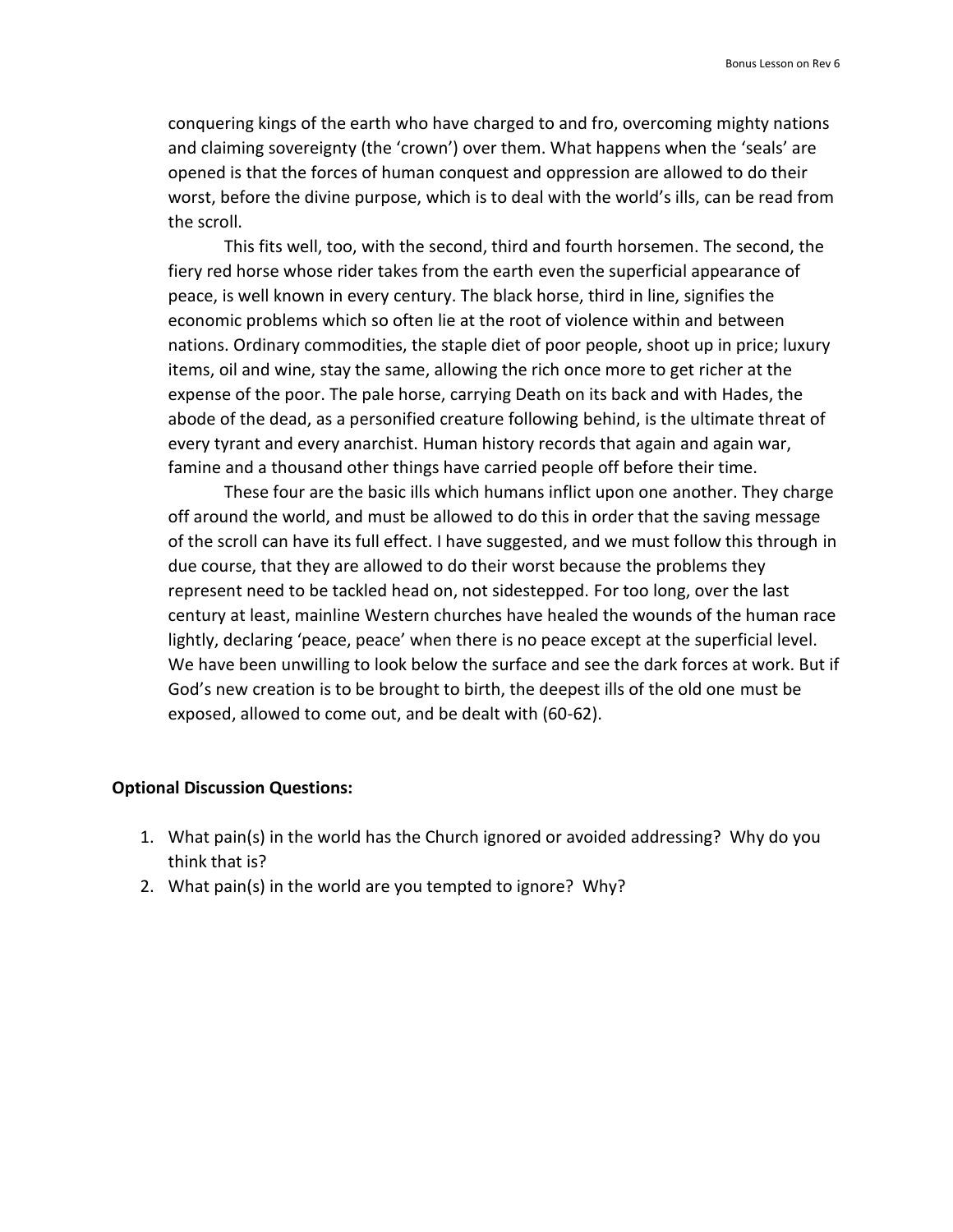conquering kings of the earth who have charged to and fro, overcoming mighty nations and claiming sovereignty (the 'crown') over them. What happens when the 'seals' are opened is that the forces of human conquest and oppression are allowed to do their worst, before the divine purpose, which is to deal with the world's ills, can be read from the scroll.

This fits well, too, with the second, third and fourth horsemen. The second, the fiery red horse whose rider takes from the earth even the superficial appearance of peace, is well known in every century. The black horse, third in line, signifies the economic problems which so often lie at the root of violence within and between nations. Ordinary commodities, the staple diet of poor people, shoot up in price; luxury items, oil and wine, stay the same, allowing the rich once more to get richer at the expense of the poor. The pale horse, carrying Death on its back and with Hades, the abode of the dead, as a personified creature following behind, is the ultimate threat of every tyrant and every anarchist. Human history records that again and again war, famine and a thousand other things have carried people off before their time.

These four are the basic ills which humans inflict upon one another. They charge off around the world, and must be allowed to do this in order that the saving message of the scroll can have its full effect. I have suggested, and we must follow this through in due course, that they are allowed to do their worst because the problems they represent need to be tackled head on, not sidestepped. For too long, over the last century at least, mainline Western churches have healed the wounds of the human race lightly, declaring 'peace, peace' when there is no peace except at the superficial level. We have been unwilling to look below the surface and see the dark forces at work. But if God's new creation is to be brought to birth, the deepest ills of the old one must be exposed, allowed to come out, and be dealt with (60-62).

**Optional Discussion Questions:**

1. What pain(s) in the world has the Church ignored or avoided addressing? Why do you think that is?
2. What pain(s) in the world are you tempted to ignore? Why?